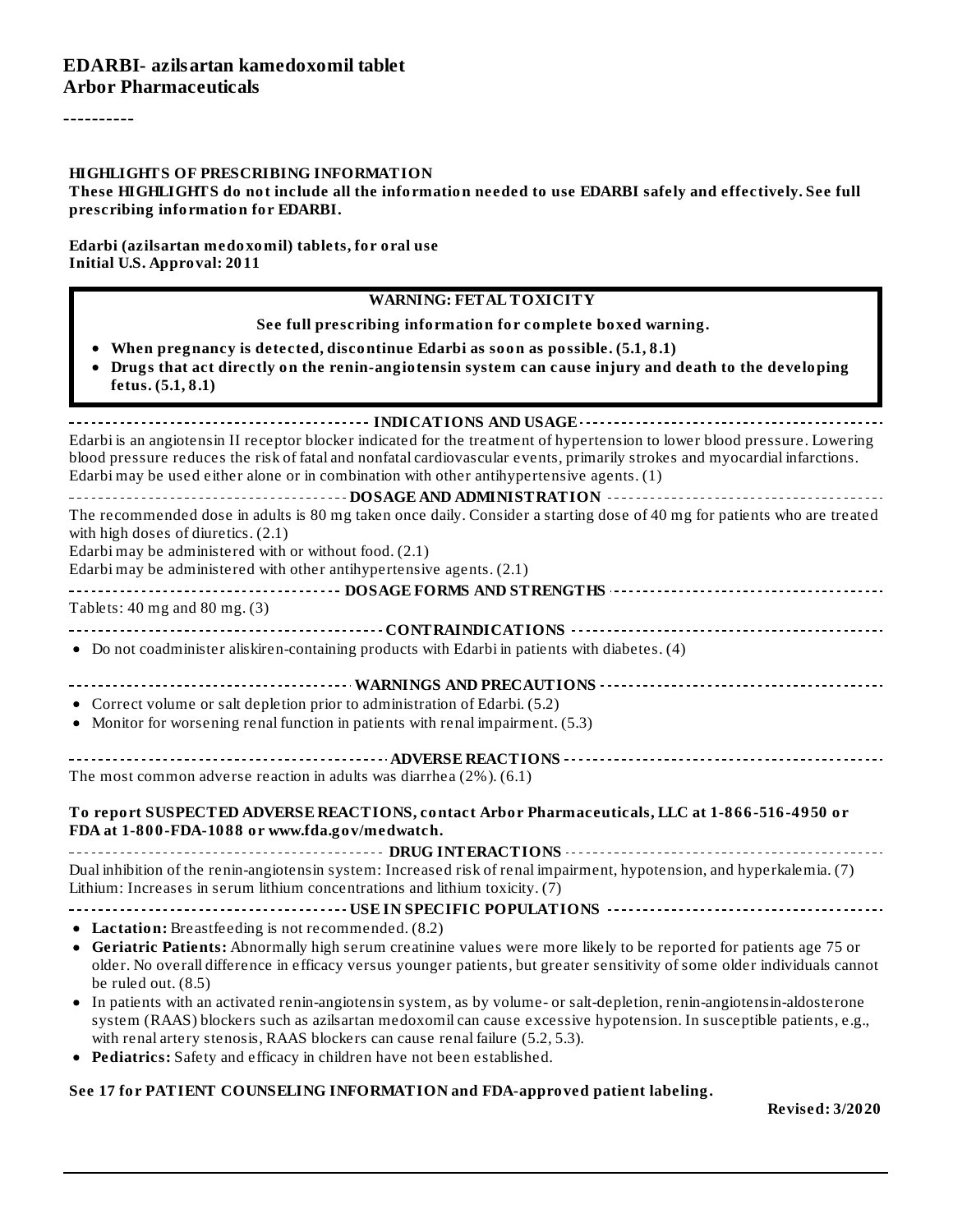# EDARBI- azilsartan kamedoxomil tablet
**Arbor Pharmaceuticals**

----------

**HIGHLIGHTS OF PRESCRIBING INFORMATION**
**These HIGHLIGHTS do not include all the information needed to use EDARBI safely and effectively. See full prescribing information for EDARBI.**

**Edarbi (azilsartan medoxomil) tablets, for oral use**
**Initial U.S. Approval: 2011**

**WARNING: FETAL TOXICITY**

**See full prescribing information for complete boxed warning.**

- **When pregnancy is detected, discontinue Edarbi as soon as possible. (5.1, 8.1)**
- **Drugs that act directly on the renin-angiotensin system can cause injury and death to the developing fetus. (5.1, 8.1)**

**INDICATIONS AND USAGE**

Edarbi is an angiotensin II receptor blocker indicated for the treatment of hypertension to lower blood pressure. Lowering blood pressure reduces the risk of fatal and nonfatal cardiovascular events, primarily strokes and myocardial infarctions. Edarbi may be used either alone or in combination with other antihypertensive agents. (1)

**DOSAGE AND ADMINISTRATION**

The recommended dose in adults is 80 mg taken once daily. Consider a starting dose of 40 mg for patients who are treated with high doses of diuretics. (2.1)
Edarbi may be administered with or without food. (2.1)
Edarbi may be administered with other antihypertensive agents. (2.1)

**DOSAGE FORMS AND STRENGTHS**

Tablets: 40 mg and 80 mg. (3)

**CONTRAINDICATIONS**

- Do not coadminister aliskiren-containing products with Edarbi in patients with diabetes. (4)

**WARNINGS AND PRECAUTIONS**

- Correct volume or salt depletion prior to administration of Edarbi. (5.2)
- Monitor for worsening renal function in patients with renal impairment. (5.3)

**ADVERSE REACTIONS**

The most common adverse reaction in adults was diarrhea (2%). (6.1)

**To report SUSPECTED ADVERSE REACTIONS, contact Arbor Pharmaceuticals, LLC at 1-866-516-4950 or FDA at 1-800-FDA-1088 or www.fda.gov/medwatch.**

**DRUG INTERACTIONS**

Dual inhibition of the renin-angiotensin system: Increased risk of renal impairment, hypotension, and hyperkalemia. (7)
Lithium: Increases in serum lithium concentrations and lithium toxicity. (7)

**USE IN SPECIFIC POPULATIONS**

- **Lactation:** Breastfeeding is not recommended. (8.2)
- **Geriatric Patients:** Abnormally high serum creatinine values were more likely to be reported for patients age 75 or older. No overall difference in efficacy versus younger patients, but greater sensitivity of some older individuals cannot be ruled out. (8.5)
- In patients with an activated renin-angiotensin system, as by volume- or salt-depletion, renin-angiotensin-aldosterone system (RAAS) blockers such as azilsartan medoxomil can cause excessive hypotension. In susceptible patients, e.g., with renal artery stenosis, RAAS blockers can cause renal failure (5.2, 5.3).
- **Pediatrics:** Safety and efficacy in children have not been established.

**See 17 for PATIENT COUNSELING INFORMATION and FDA-approved patient labeling.**

**Revised: 3/2020**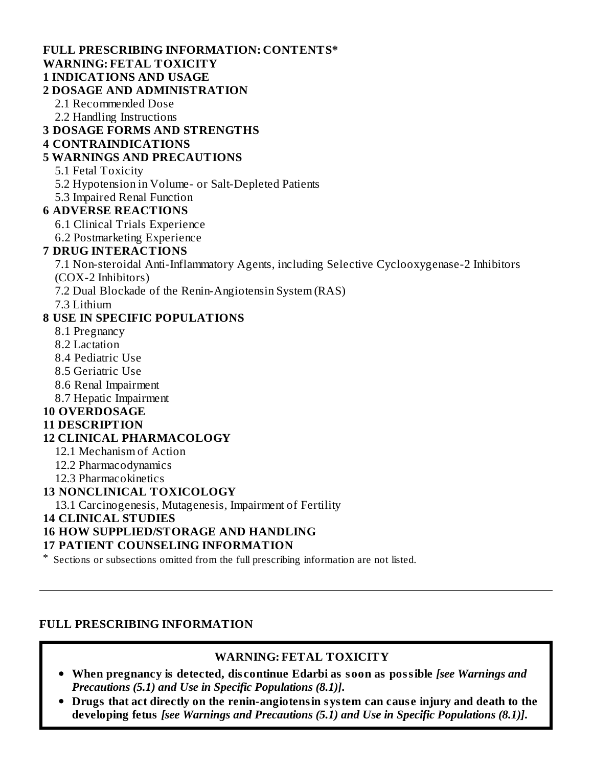**FULL PRESCRIBING INFORMATION: CONTENTS***

**WARNING: FETAL TOXICITY**

**1 INDICATIONS AND USAGE**

**2 DOSAGE AND ADMINISTRATION**

- 2.1 Recommended Dose
- 2.2 Handling Instructions

**3 DOSAGE FORMS AND STRENGTHS**

**4 CONTRAINDICATIONS**

**5 WARNINGS AND PRECAUTIONS**

- 5.1 Fetal Toxicity
- 5.2 Hypotension in Volume- or Salt-Depleted Patients
- 5.3 Impaired Renal Function

**6 ADVERSE REACTIONS**

- 6.1 Clinical Trials Experience
- 6.2 Postmarketing Experience

**7 DRUG INTERACTIONS**

- 7.1 Non-steroidal Anti-Inflammatory Agents, including Selective Cyclooxygenase-2 Inhibitors (COX-2 Inhibitors)
- 7.2 Dual Blockade of the Renin-Angiotensin System (RAS)
- 7.3 Lithium

**8 USE IN SPECIFIC POPULATIONS**

- 8.1 Pregnancy
- 8.2 Lactation
- 8.4 Pediatric Use
- 8.5 Geriatric Use
- 8.6 Renal Impairment
- 8.7 Hepatic Impairment

**10 OVERDOSAGE**

**11 DESCRIPTION**

**12 CLINICAL PHARMACOLOGY**

- 12.1 Mechanism of Action
- 12.2 Pharmacodynamics
- 12.3 Pharmacokinetics

**13 NONCLINICAL TOXICOLOGY**

- 13.1 Carcinogenesis, Mutagenesis, Impairment of Fertility

**14 CLINICAL STUDIES**

**16 HOW SUPPLIED/STORAGE AND HANDLING**

**17 PATIENT COUNSELING INFORMATION**

* Sections or subsections omitted from the full prescribing information are not listed.

---

# FULL PRESCRIBING INFORMATION

## WARNING: FETAL TOXICITY

- **When pregnancy is detected, discontinue Edarbi as soon as possible** ***[see Warnings and Precautions (5.1) and Use in Specific Populations (8.1)].***
- **Drugs that act directly on the renin-angiotensin system can cause injury and death to the developing fetus** ***[see Warnings and Precautions (5.1) and Use in Specific Populations (8.1)].***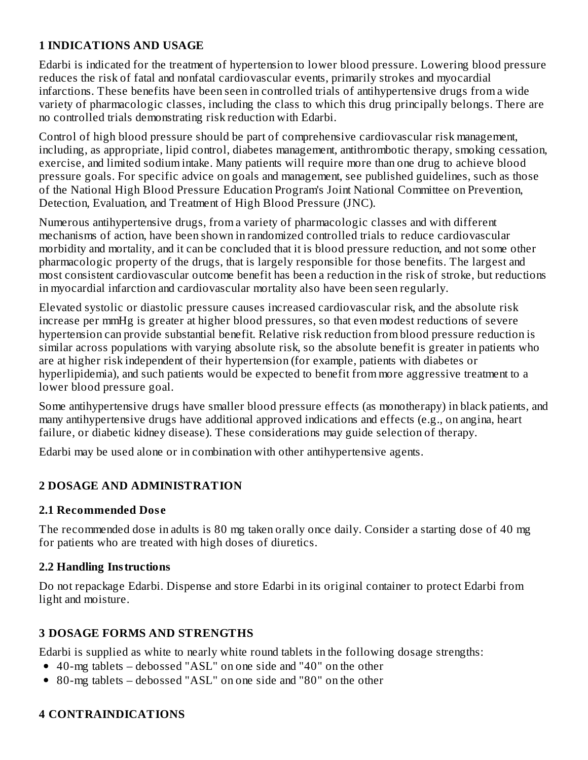## 1 INDICATIONS AND USAGE

Edarbi is indicated for the treatment of hypertension to lower blood pressure. Lowering blood pressure reduces the risk of fatal and nonfatal cardiovascular events, primarily strokes and myocardial infarctions. These benefits have been seen in controlled trials of antihypertensive drugs from a wide variety of pharmacologic classes, including the class to which this drug principally belongs. There are no controlled trials demonstrating risk reduction with Edarbi.

Control of high blood pressure should be part of comprehensive cardiovascular risk management, including, as appropriate, lipid control, diabetes management, antithrombotic therapy, smoking cessation, exercise, and limited sodium intake. Many patients will require more than one drug to achieve blood pressure goals. For specific advice on goals and management, see published guidelines, such as those of the National High Blood Pressure Education Program's Joint National Committee on Prevention, Detection, Evaluation, and Treatment of High Blood Pressure (JNC).

Numerous antihypertensive drugs, from a variety of pharmacologic classes and with different mechanisms of action, have been shown in randomized controlled trials to reduce cardiovascular morbidity and mortality, and it can be concluded that it is blood pressure reduction, and not some other pharmacologic property of the drugs, that is largely responsible for those benefits. The largest and most consistent cardiovascular outcome benefit has been a reduction in the risk of stroke, but reductions in myocardial infarction and cardiovascular mortality also have been seen regularly.

Elevated systolic or diastolic pressure causes increased cardiovascular risk, and the absolute risk increase per mmHg is greater at higher blood pressures, so that even modest reductions of severe hypertension can provide substantial benefit. Relative risk reduction from blood pressure reduction is similar across populations with varying absolute risk, so the absolute benefit is greater in patients who are at higher risk independent of their hypertension (for example, patients with diabetes or hyperlipidemia), and such patients would be expected to benefit from more aggressive treatment to a lower blood pressure goal.

Some antihypertensive drugs have smaller blood pressure effects (as monotherapy) in black patients, and many antihypertensive drugs have additional approved indications and effects (e.g., on angina, heart failure, or diabetic kidney disease). These considerations may guide selection of therapy.

Edarbi may be used alone or in combination with other antihypertensive agents.

## 2 DOSAGE AND ADMINISTRATION

### 2.1 Recommended Dose

The recommended dose in adults is 80 mg taken orally once daily. Consider a starting dose of 40 mg for patients who are treated with high doses of diuretics.

### 2.2 Handling Instructions

Do not repackage Edarbi. Dispense and store Edarbi in its original container to protect Edarbi from light and moisture.

## 3 DOSAGE FORMS AND STRENGTHS

Edarbi is supplied as white to nearly white round tablets in the following dosage strengths:

- 40-mg tablets – debossed "ASL" on one side and "40" on the other
- 80-mg tablets – debossed "ASL" on one side and "80" on the other

## 4 CONTRAINDICATIONS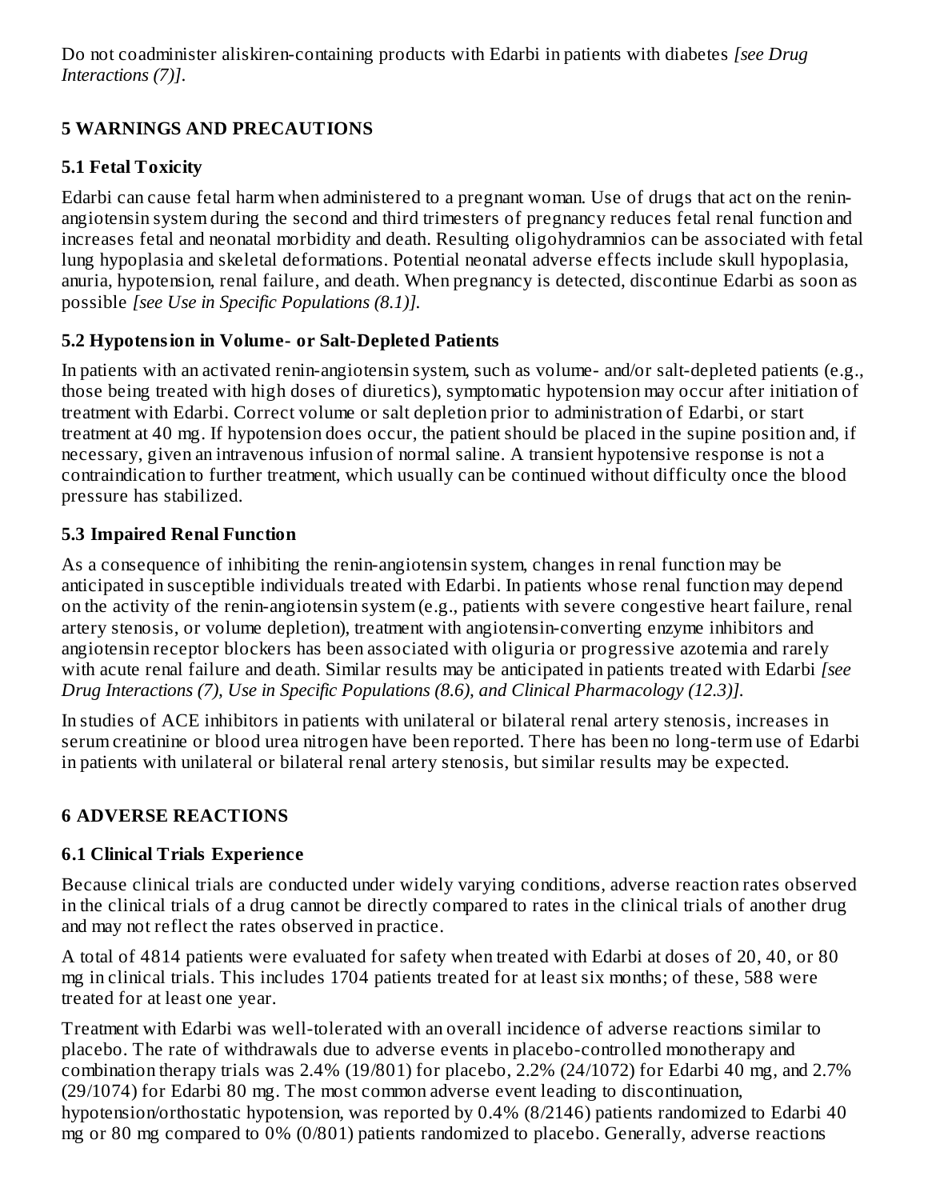Do not coadminister aliskiren-containing products with Edarbi in patients with diabetes *[see Drug Interactions (7)]*.

## 5 WARNINGS AND PRECAUTIONS

### 5.1 Fetal Toxicity

Edarbi can cause fetal harm when administered to a pregnant woman. Use of drugs that act on the renin-angiotensin system during the second and third trimesters of pregnancy reduces fetal renal function and increases fetal and neonatal morbidity and death. Resulting oligohydramnios can be associated with fetal lung hypoplasia and skeletal deformations. Potential neonatal adverse effects include skull hypoplasia, anuria, hypotension, renal failure, and death. When pregnancy is detected, discontinue Edarbi as soon as possible *[see Use in Specific Populations (8.1)]*.

### 5.2 Hypotension in Volume- or Salt-Depleted Patients

In patients with an activated renin-angiotensin system, such as volume- and/or salt-depleted patients (e.g., those being treated with high doses of diuretics), symptomatic hypotension may occur after initiation of treatment with Edarbi. Correct volume or salt depletion prior to administration of Edarbi, or start treatment at 40 mg. If hypotension does occur, the patient should be placed in the supine position and, if necessary, given an intravenous infusion of normal saline. A transient hypotensive response is not a contraindication to further treatment, which usually can be continued without difficulty once the blood pressure has stabilized.

### 5.3 Impaired Renal Function

As a consequence of inhibiting the renin-angiotensin system, changes in renal function may be anticipated in susceptible individuals treated with Edarbi. In patients whose renal function may depend on the activity of the renin-angiotensin system (e.g., patients with severe congestive heart failure, renal artery stenosis, or volume depletion), treatment with angiotensin-converting enzyme inhibitors and angiotensin receptor blockers has been associated with oliguria or progressive azotemia and rarely with acute renal failure and death. Similar results may be anticipated in patients treated with Edarbi *[see Drug Interactions (7), Use in Specific Populations (8.6), and Clinical Pharmacology (12.3)]*.

In studies of ACE inhibitors in patients with unilateral or bilateral renal artery stenosis, increases in serum creatinine or blood urea nitrogen have been reported. There has been no long-term use of Edarbi in patients with unilateral or bilateral renal artery stenosis, but similar results may be expected.

## 6 ADVERSE REACTIONS

### 6.1 Clinical Trials Experience

Because clinical trials are conducted under widely varying conditions, adverse reaction rates observed in the clinical trials of a drug cannot be directly compared to rates in the clinical trials of another drug and may not reflect the rates observed in practice.

A total of 4814 patients were evaluated for safety when treated with Edarbi at doses of 20, 40, or 80 mg in clinical trials. This includes 1704 patients treated for at least six months; of these, 588 were treated for at least one year.

Treatment with Edarbi was well-tolerated with an overall incidence of adverse reactions similar to placebo. The rate of withdrawals due to adverse events in placebo-controlled monotherapy and combination therapy trials was 2.4% (19/801) for placebo, 2.2% (24/1072) for Edarbi 40 mg, and 2.7% (29/1074) for Edarbi 80 mg. The most common adverse event leading to discontinuation, hypotension/orthostatic hypotension, was reported by 0.4% (8/2146) patients randomized to Edarbi 40 mg or 80 mg compared to 0% (0/801) patients randomized to placebo. Generally, adverse reactions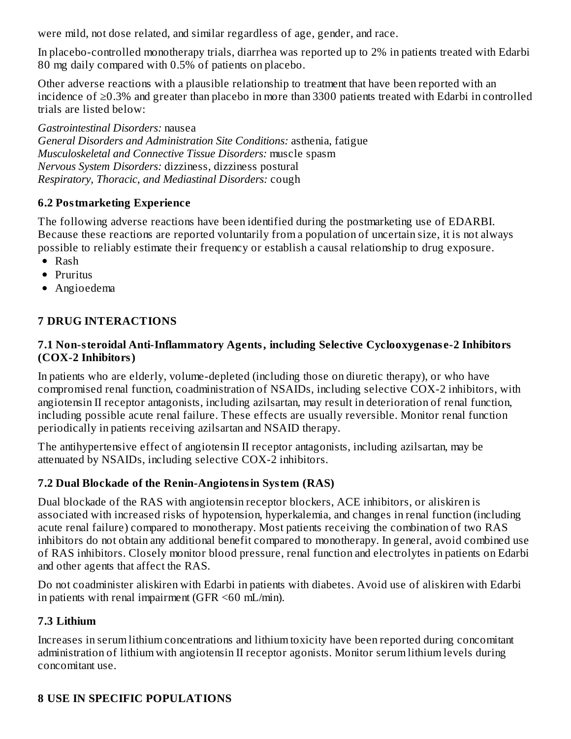were mild, not dose related, and similar regardless of age, gender, and race.

In placebo-controlled monotherapy trials, diarrhea was reported up to 2% in patients treated with Edarbi 80 mg daily compared with 0.5% of patients on placebo.

Other adverse reactions with a plausible relationship to treatment that have been reported with an incidence of ≥0.3% and greater than placebo in more than 3300 patients treated with Edarbi in controlled trials are listed below:

*Gastrointestinal Disorders:* nausea
*General Disorders and Administration Site Conditions:* asthenia, fatigue
*Musculoskeletal and Connective Tissue Disorders:* muscle spasm
*Nervous System Disorders:* dizziness, dizziness postural
*Respiratory, Thoracic, and Mediastinal Disorders:* cough

### 6.2 Postmarketing Experience

The following adverse reactions have been identified during the postmarketing use of EDARBI. Because these reactions are reported voluntarily from a population of uncertain size, it is not always possible to reliably estimate their frequency or establish a causal relationship to drug exposure.

- Rash
- Pruritus
- Angioedema

## 7 DRUG INTERACTIONS

### 7.1 Non-steroidal Anti-Inflammatory Agents, including Selective Cyclooxygenase-2 Inhibitors (COX-2 Inhibitors)

In patients who are elderly, volume-depleted (including those on diuretic therapy), or who have compromised renal function, coadministration of NSAIDs, including selective COX-2 inhibitors, with angiotensin II receptor antagonists, including azilsartan, may result in deterioration of renal function, including possible acute renal failure. These effects are usually reversible. Monitor renal function periodically in patients receiving azilsartan and NSAID therapy.

The antihypertensive effect of angiotensin II receptor antagonists, including azilsartan, may be attenuated by NSAIDs, including selective COX-2 inhibitors.

### 7.2 Dual Blockade of the Renin-Angiotensin System (RAS)

Dual blockade of the RAS with angiotensin receptor blockers, ACE inhibitors, or aliskiren is associated with increased risks of hypotension, hyperkalemia, and changes in renal function (including acute renal failure) compared to monotherapy. Most patients receiving the combination of two RAS inhibitors do not obtain any additional benefit compared to monotherapy. In general, avoid combined use of RAS inhibitors. Closely monitor blood pressure, renal function and electrolytes in patients on Edarbi and other agents that affect the RAS.

Do not coadminister aliskiren with Edarbi in patients with diabetes. Avoid use of aliskiren with Edarbi in patients with renal impairment (GFR <60 mL/min).

### 7.3 Lithium

Increases in serum lithium concentrations and lithium toxicity have been reported during concomitant administration of lithium with angiotensin II receptor agonists. Monitor serum lithium levels during concomitant use.

## 8 USE IN SPECIFIC POPULATIONS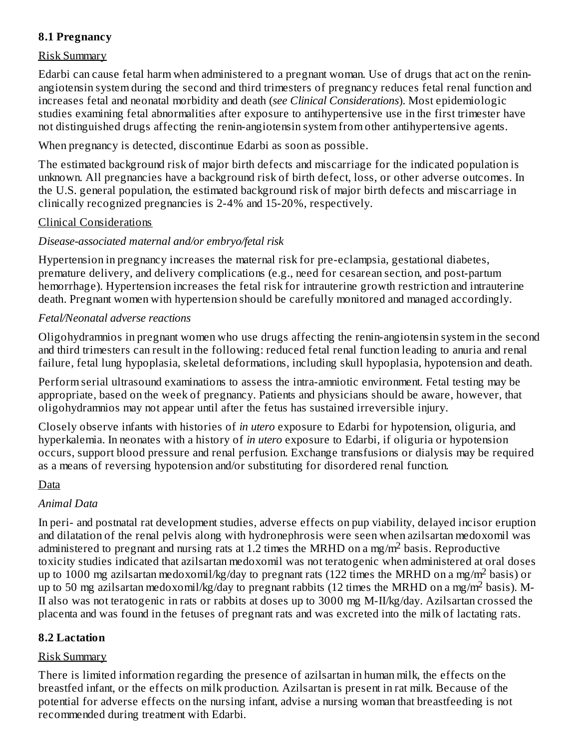### 8.1 Pregnancy

Risk Summary

Edarbi can cause fetal harm when administered to a pregnant woman. Use of drugs that act on the renin-angiotensin system during the second and third trimesters of pregnancy reduces fetal renal function and increases fetal and neonatal morbidity and death (*see Clinical Considerations*). Most epidemiologic studies examining fetal abnormalities after exposure to antihypertensive use in the first trimester have not distinguished drugs affecting the renin-angiotensin system from other antihypertensive agents.

When pregnancy is detected, discontinue Edarbi as soon as possible.

The estimated background risk of major birth defects and miscarriage for the indicated population is unknown. All pregnancies have a background risk of birth defect, loss, or other adverse outcomes. In the U.S. general population, the estimated background risk of major birth defects and miscarriage in clinically recognized pregnancies is 2-4% and 15-20%, respectively.

Clinical Considerations

*Disease-associated maternal and/or embryo/fetal risk*

Hypertension in pregnancy increases the maternal risk for pre-eclampsia, gestational diabetes, premature delivery, and delivery complications (e.g., need for cesarean section, and post-partum hemorrhage). Hypertension increases the fetal risk for intrauterine growth restriction and intrauterine death. Pregnant women with hypertension should be carefully monitored and managed accordingly.

*Fetal/Neonatal adverse reactions*

Oligohydramnios in pregnant women who use drugs affecting the renin-angiotensin system in the second and third trimesters can result in the following: reduced fetal renal function leading to anuria and renal failure, fetal lung hypoplasia, skeletal deformations, including skull hypoplasia, hypotension and death.

Perform serial ultrasound examinations to assess the intra-amniotic environment. Fetal testing may be appropriate, based on the week of pregnancy. Patients and physicians should be aware, however, that oligohydramnios may not appear until after the fetus has sustained irreversible injury.

Closely observe infants with histories of *in utero* exposure to Edarbi for hypotension, oliguria, and hyperkalemia. In neonates with a history of *in utero* exposure to Edarbi, if oliguria or hypotension occurs, support blood pressure and renal perfusion. Exchange transfusions or dialysis may be required as a means of reversing hypotension and/or substituting for disordered renal function.

Data

*Animal Data*

In peri- and postnatal rat development studies, adverse effects on pup viability, delayed incisor eruption and dilatation of the renal pelvis along with hydronephrosis were seen when azilsartan medoxomil was administered to pregnant and nursing rats at 1.2 times the MRHD on a mg/m$^2$ basis. Reproductive toxicity studies indicated that azilsartan medoxomil was not teratogenic when administered at oral doses up to 1000 mg azilsartan medoxomil/kg/day to pregnant rats (122 times the MRHD on a mg/m$^2$ basis) or up to 50 mg azilsartan medoxomil/kg/day to pregnant rabbits (12 times the MRHD on a mg/m$^2$ basis). M-II also was not teratogenic in rats or rabbits at doses up to 3000 mg M-II/kg/day. Azilsartan crossed the placenta and was found in the fetuses of pregnant rats and was excreted into the milk of lactating rats.

### 8.2 Lactation

Risk Summary

There is limited information regarding the presence of azilsartan in human milk, the effects on the breastfed infant, or the effects on milk production. Azilsartan is present in rat milk. Because of the potential for adverse effects on the nursing infant, advise a nursing woman that breastfeeding is not recommended during treatment with Edarbi.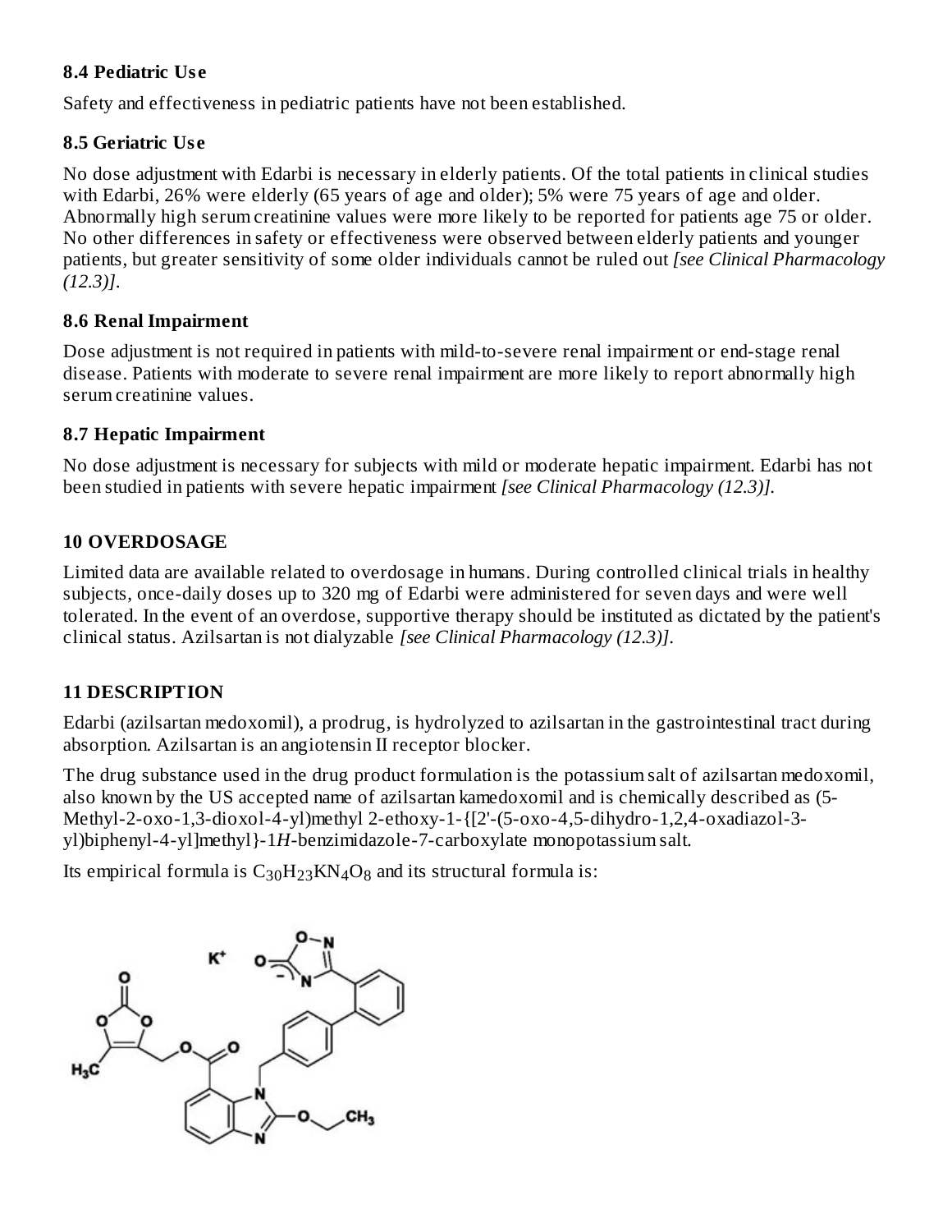### 8.4 Pediatric Use

Safety and effectiveness in pediatric patients have not been established.

### 8.5 Geriatric Use

No dose adjustment with Edarbi is necessary in elderly patients. Of the total patients in clinical studies with Edarbi, 26% were elderly (65 years of age and older); 5% were 75 years of age and older. Abnormally high serum creatinine values were more likely to be reported for patients age 75 or older. No other differences in safety or effectiveness were observed between elderly patients and younger patients, but greater sensitivity of some older individuals cannot be ruled out *[see Clinical Pharmacology (12.3)]*.

### 8.6 Renal Impairment

Dose adjustment is not required in patients with mild-to-severe renal impairment or end-stage renal disease. Patients with moderate to severe renal impairment are more likely to report abnormally high serum creatinine values.

### 8.7 Hepatic Impairment

No dose adjustment is necessary for subjects with mild or moderate hepatic impairment. Edarbi has not been studied in patients with severe hepatic impairment *[see Clinical Pharmacology (12.3)]*.

## 10 OVERDOSAGE

Limited data are available related to overdosage in humans. During controlled clinical trials in healthy subjects, once-daily doses up to 320 mg of Edarbi were administered for seven days and were well tolerated. In the event of an overdose, supportive therapy should be instituted as dictated by the patient's clinical status. Azilsartan is not dialyzable *[see Clinical Pharmacology (12.3)]*.

## 11 DESCRIPTION

Edarbi (azilsartan medoxomil), a prodrug, is hydrolyzed to azilsartan in the gastrointestinal tract during absorption. Azilsartan is an angiotensin II receptor blocker.

The drug substance used in the drug product formulation is the potassium salt of azilsartan medoxomil, also known by the US accepted name of azilsartan kamedoxomil and is chemically described as (5-Methyl-2-oxo-1,3-dioxol-4-yl)methyl 2-ethoxy-1-{[2'-(5-oxo-4,5-dihydro-1,2,4-oxadiazol-3-yl)biphenyl-4-yl]methyl}-1*H*-benzimidazole-7-carboxylate monopotassium salt.

Its empirical formula is $C_{30}H_{23}KN_4O_8$ and its structural formula is: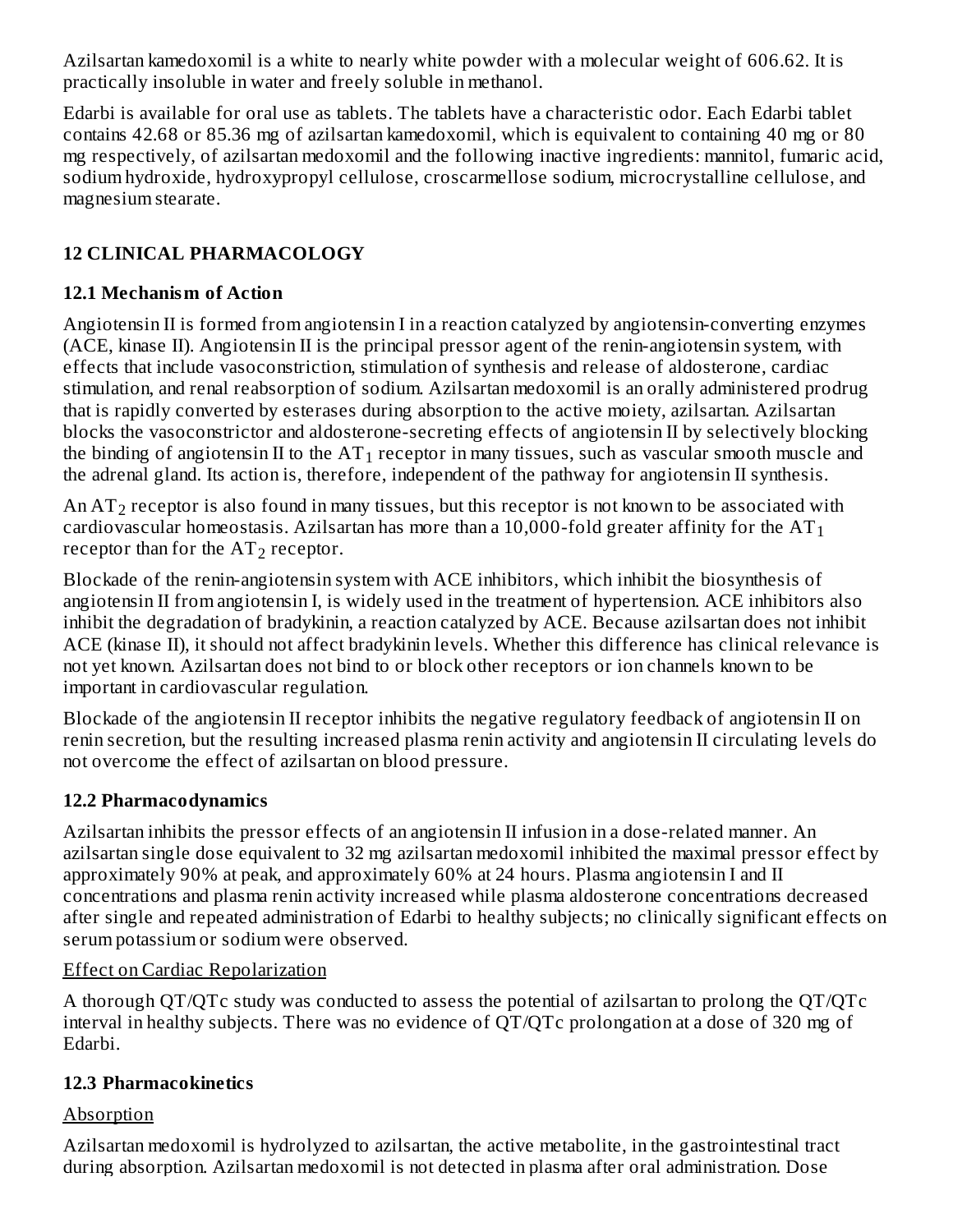Azilsartan kamedoxomil is a white to nearly white powder with a molecular weight of 606.62. It is practically insoluble in water and freely soluble in methanol.

Edarbi is available for oral use as tablets. The tablets have a characteristic odor. Each Edarbi tablet contains 42.68 or 85.36 mg of azilsartan kamedoxomil, which is equivalent to containing 40 mg or 80 mg respectively, of azilsartan medoxomil and the following inactive ingredients: mannitol, fumaric acid, sodium hydroxide, hydroxypropyl cellulose, croscarmellose sodium, microcrystalline cellulose, and magnesium stearate.

## 12 CLINICAL PHARMACOLOGY

### 12.1 Mechanism of Action

Angiotensin II is formed from angiotensin I in a reaction catalyzed by angiotensin-converting enzymes (ACE, kinase II). Angiotensin II is the principal pressor agent of the renin-angiotensin system, with effects that include vasoconstriction, stimulation of synthesis and release of aldosterone, cardiac stimulation, and renal reabsorption of sodium. Azilsartan medoxomil is an orally administered prodrug that is rapidly converted by esterases during absorption to the active moiety, azilsartan. Azilsartan blocks the vasoconstrictor and aldosterone-secreting effects of angiotensin II by selectively blocking the binding of angiotensin II to the $AT_1$ receptor in many tissues, such as vascular smooth muscle and the adrenal gland. Its action is, therefore, independent of the pathway for angiotensin II synthesis.

An $AT_2$ receptor is also found in many tissues, but this receptor is not known to be associated with cardiovascular homeostasis. Azilsartan has more than a 10,000-fold greater affinity for the $AT_1$ receptor than for the $AT_2$ receptor.

Blockade of the renin-angiotensin system with ACE inhibitors, which inhibit the biosynthesis of angiotensin II from angiotensin I, is widely used in the treatment of hypertension. ACE inhibitors also inhibit the degradation of bradykinin, a reaction catalyzed by ACE. Because azilsartan does not inhibit ACE (kinase II), it should not affect bradykinin levels. Whether this difference has clinical relevance is not yet known. Azilsartan does not bind to or block other receptors or ion channels known to be important in cardiovascular regulation.

Blockade of the angiotensin II receptor inhibits the negative regulatory feedback of angiotensin II on renin secretion, but the resulting increased plasma renin activity and angiotensin II circulating levels do not overcome the effect of azilsartan on blood pressure.

### 12.2 Pharmacodynamics

Azilsartan inhibits the pressor effects of an angiotensin II infusion in a dose-related manner. An azilsartan single dose equivalent to 32 mg azilsartan medoxomil inhibited the maximal pressor effect by approximately 90% at peak, and approximately 60% at 24 hours. Plasma angiotensin I and II concentrations and plasma renin activity increased while plasma aldosterone concentrations decreased after single and repeated administration of Edarbi to healthy subjects; no clinically significant effects on serum potassium or sodium were observed.

Effect on Cardiac Repolarization

A thorough QT/QTc study was conducted to assess the potential of azilsartan to prolong the QT/QTc interval in healthy subjects. There was no evidence of QT/QTc prolongation at a dose of 320 mg of Edarbi.

### 12.3 Pharmacokinetics

Absorption

Azilsartan medoxomil is hydrolyzed to azilsartan, the active metabolite, in the gastrointestinal tract during absorption. Azilsartan medoxomil is not detected in plasma after oral administration. Dose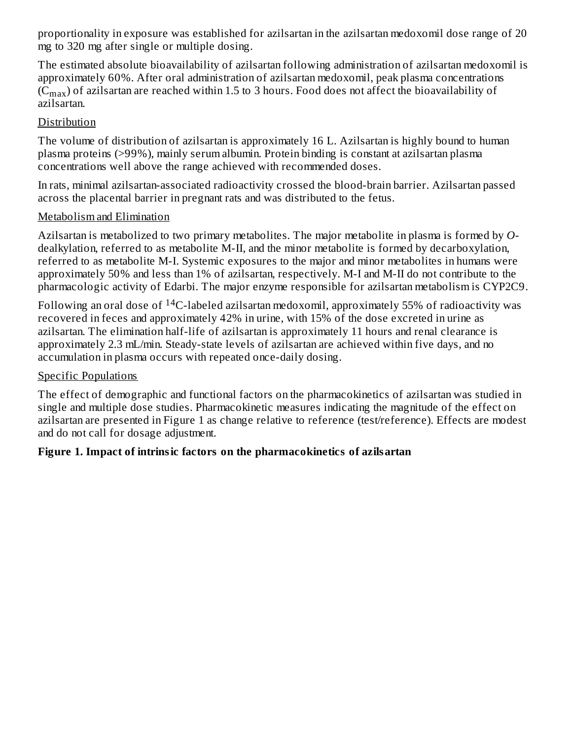proportionality in exposure was established for azilsartan in the azilsartan medoxomil dose range of 20 mg to 320 mg after single or multiple dosing.

The estimated absolute bioavailability of azilsartan following administration of azilsartan medoxomil is approximately 60%. After oral administration of azilsartan medoxomil, peak plasma concentrations ($C_{max}$) of azilsartan are reached within 1.5 to 3 hours. Food does not affect the bioavailability of azilsartan.

Distribution

The volume of distribution of azilsartan is approximately 16 L. Azilsartan is highly bound to human plasma proteins (>99%), mainly serum albumin. Protein binding is constant at azilsartan plasma concentrations well above the range achieved with recommended doses.

In rats, minimal azilsartan-associated radioactivity crossed the blood-brain barrier. Azilsartan passed across the placental barrier in pregnant rats and was distributed to the fetus.

Metabolism and Elimination

Azilsartan is metabolized to two primary metabolites. The major metabolite in plasma is formed by *O*-dealkylation, referred to as metabolite M-II, and the minor metabolite is formed by decarboxylation, referred to as metabolite M-I. Systemic exposures to the major and minor metabolites in humans were approximately 50% and less than 1% of azilsartan, respectively. M-I and M-II do not contribute to the pharmacologic activity of Edarbi. The major enzyme responsible for azilsartan metabolism is CYP2C9.

Following an oral dose of $^{14}$C-labeled azilsartan medoxomil, approximately 55% of radioactivity was recovered in feces and approximately 42% in urine, with 15% of the dose excreted in urine as azilsartan. The elimination half-life of azilsartan is approximately 11 hours and renal clearance is approximately 2.3 mL/min. Steady-state levels of azilsartan are achieved within five days, and no accumulation in plasma occurs with repeated once-daily dosing.

Specific Populations

The effect of demographic and functional factors on the pharmacokinetics of azilsartan was studied in single and multiple dose studies. Pharmacokinetic measures indicating the magnitude of the effect on azilsartan are presented in Figure 1 as change relative to reference (test/reference). Effects are modest and do not call for dosage adjustment.

**Figure 1. Impact of intrinsic factors on the pharmacokinetics of azilsartan**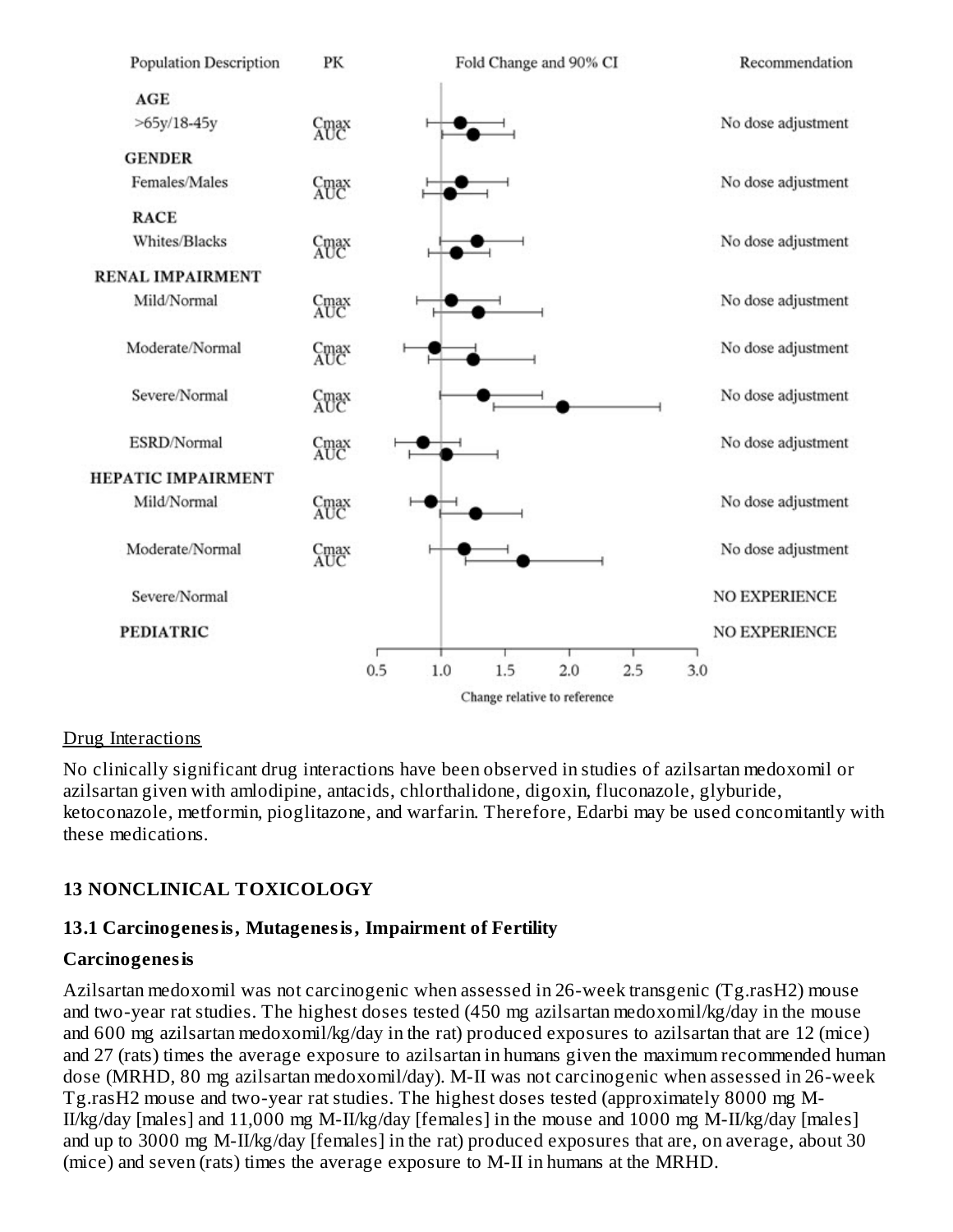| Population Description | PK | Fold Change and 90% CI | Recommendation |
|---|---|---|---|
| **AGE** | | | |
| >65y/18-45y | Cmax AUC | | No dose adjustment |
| **GENDER** | | | |
| Females/Males | Cmax AUC | | No dose adjustment |
| **RACE** | | | |
| Whites/Blacks | Cmax AUC | | No dose adjustment |
| **RENAL IMPAIRMENT** | | | |
| Mild/Normal | Cmax AUC | | No dose adjustment |
| Moderate/Normal | Cmax AUC | | No dose adjustment |
| Severe/Normal | Cmax AUC | | No dose adjustment |
| ESRD/Normal | Cmax AUC | | No dose adjustment |
| **HEPATIC IMPAIRMENT** | | | |
| Mild/Normal | Cmax AUC | | No dose adjustment |
| Moderate/Normal | Cmax AUC | | No dose adjustment |
| Severe/Normal | | | NO EXPERIENCE |
| **PEDIATRIC** | | | NO EXPERIENCE |

Change relative to reference (0.5, 1.0, 1.5, 2.0, 2.5, 3.0)

Drug Interactions

No clinically significant drug interactions have been observed in studies of azilsartan medoxomil or azilsartan given with amlodipine, antacids, chlorthalidone, digoxin, fluconazole, glyburide, ketoconazole, metformin, pioglitazone, and warfarin. Therefore, Edarbi may be used concomitantly with these medications.

## 13 NONCLINICAL TOXICOLOGY

### 13.1 Carcinogenesis, Mutagenesis, Impairment of Fertility

**Carcinogenesis**

Azilsartan medoxomil was not carcinogenic when assessed in 26-week transgenic (Tg.rasH2) mouse and two-year rat studies. The highest doses tested (450 mg azilsartan medoxomil/kg/day in the mouse and 600 mg azilsartan medoxomil/kg/day in the rat) produced exposures to azilsartan that are 12 (mice) and 27 (rats) times the average exposure to azilsartan in humans given the maximum recommended human dose (MRHD, 80 mg azilsartan medoxomil/day). M-II was not carcinogenic when assessed in 26-week Tg.rasH2 mouse and two-year rat studies. The highest doses tested (approximately 8000 mg M-II/kg/day [males] and 11,000 mg M-II/kg/day [females] in the mouse and 1000 mg M-II/kg/day [males] and up to 3000 mg M-II/kg/day [females] in the rat) produced exposures that are, on average, about 30 (mice) and seven (rats) times the average exposure to M-II in humans at the MRHD.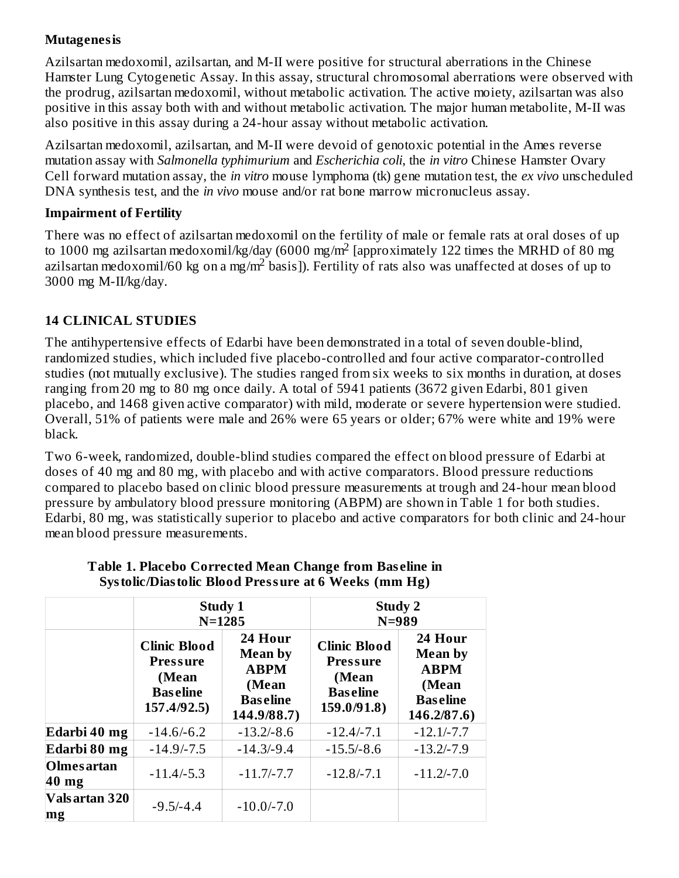**Mutagenesis**

Azilsartan medoxomil, azilsartan, and M-II were positive for structural aberrations in the Chinese Hamster Lung Cytogenetic Assay. In this assay, structural chromosomal aberrations were observed with the prodrug, azilsartan medoxomil, without metabolic activation. The active moiety, azilsartan was also positive in this assay both with and without metabolic activation. The major human metabolite, M-II was also positive in this assay during a 24-hour assay without metabolic activation.

Azilsartan medoxomil, azilsartan, and M-II were devoid of genotoxic potential in the Ames reverse mutation assay with *Salmonella typhimurium* and *Escherichia coli*, the *in vitro* Chinese Hamster Ovary Cell forward mutation assay, the *in vitro* mouse lymphoma (tk) gene mutation test, the *ex vivo* unscheduled DNA synthesis test, and the *in vivo* mouse and/or rat bone marrow micronucleus assay.

**Impairment of Fertility**

There was no effect of azilsartan medoxomil on the fertility of male or female rats at oral doses of up to 1000 mg azilsartan medoxomil/kg/day (6000 mg/m$^2$ [approximately 122 times the MRHD of 80 mg azilsartan medoxomil/60 kg on a mg/m$^2$ basis]). Fertility of rats also was unaffected at doses of up to 3000 mg M-II/kg/day.

## 14 CLINICAL STUDIES

The antihypertensive effects of Edarbi have been demonstrated in a total of seven double-blind, randomized studies, which included five placebo-controlled and four active comparator-controlled studies (not mutually exclusive). The studies ranged from six weeks to six months in duration, at doses ranging from 20 mg to 80 mg once daily. A total of 5941 patients (3672 given Edarbi, 801 given placebo, and 1468 given active comparator) with mild, moderate or severe hypertension were studied. Overall, 51% of patients were male and 26% were 65 years or older; 67% were white and 19% were black.

Two 6-week, randomized, double-blind studies compared the effect on blood pressure of Edarbi at doses of 40 mg and 80 mg, with placebo and with active comparators. Blood pressure reductions compared to placebo based on clinic blood pressure measurements at trough and 24-hour mean blood pressure by ambulatory blood pressure monitoring (ABPM) are shown in Table 1 for both studies. Edarbi, 80 mg, was statistically superior to placebo and active comparators for both clinic and 24-hour mean blood pressure measurements.

**Table 1. Placebo Corrected Mean Change from Baseline in Systolic/Diastolic Blood Pressure at 6 Weeks (mm Hg)**

| | Study 1 N=1285 | | Study 2 N=989 | |
|---|---|---|---|---|
| | **Clinic Blood Pressure (Mean Baseline 157.4/92.5)** | **24 Hour Mean by ABPM (Mean Baseline 144.9/88.7)** | **Clinic Blood Pressure (Mean Baseline 159.0/91.8)** | **24 Hour Mean by ABPM (Mean Baseline 146.2/87.6)** |
| **Edarbi 40 mg** | -14.6/-6.2 | -13.2/-8.6 | -12.4/-7.1 | -12.1/-7.7 |
| **Edarbi 80 mg** | -14.9/-7.5 | -14.3/-9.4 | -15.5/-8.6 | -13.2/-7.9 |
| **Olmesartan 40 mg** | -11.4/-5.3 | -11.7/-7.7 | -12.8/-7.1 | -11.2/-7.0 |
| **Valsartan 320 mg** | -9.5/-4.4 | -10.0/-7.0 | | |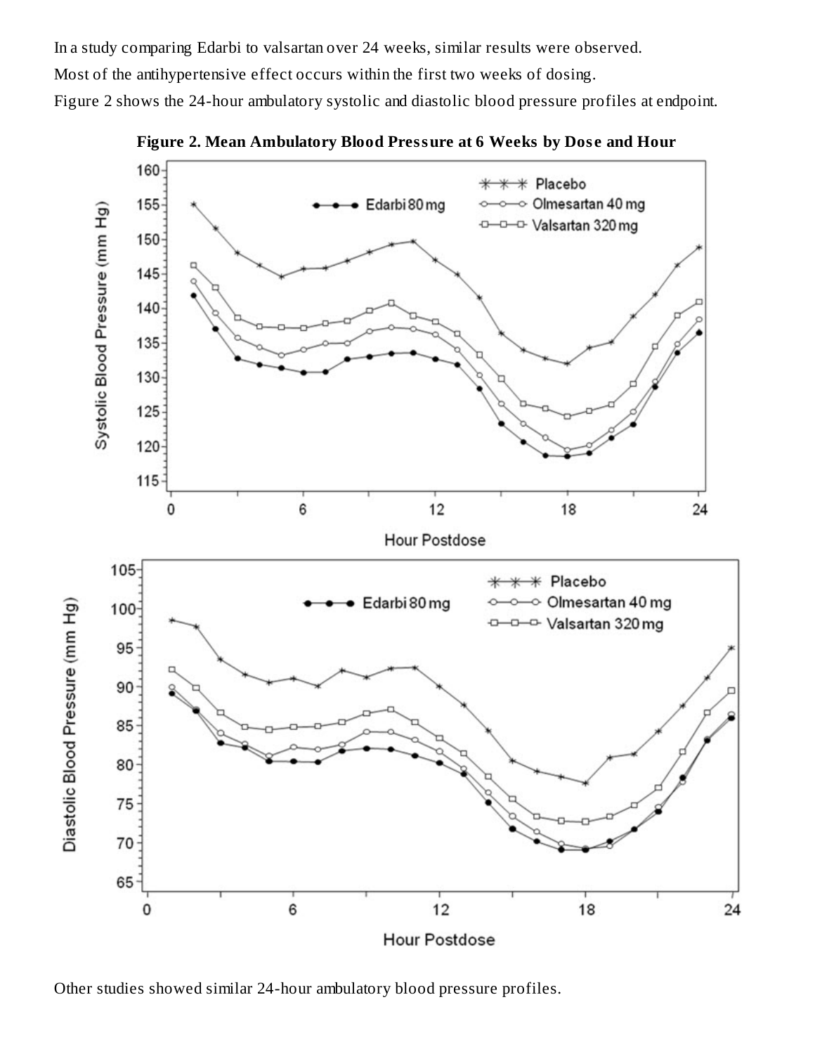In a study comparing Edarbi to valsartan over 24 weeks, similar results were observed.

Most of the antihypertensive effect occurs within the first two weeks of dosing.

Figure 2 shows the 24-hour ambulatory systolic and diastolic blood pressure profiles at endpoint.

**Figure 2. Mean Ambulatory Blood Pressure at 6 Weeks by Dose and Hour**

Other studies showed similar 24-hour ambulatory blood pressure profiles.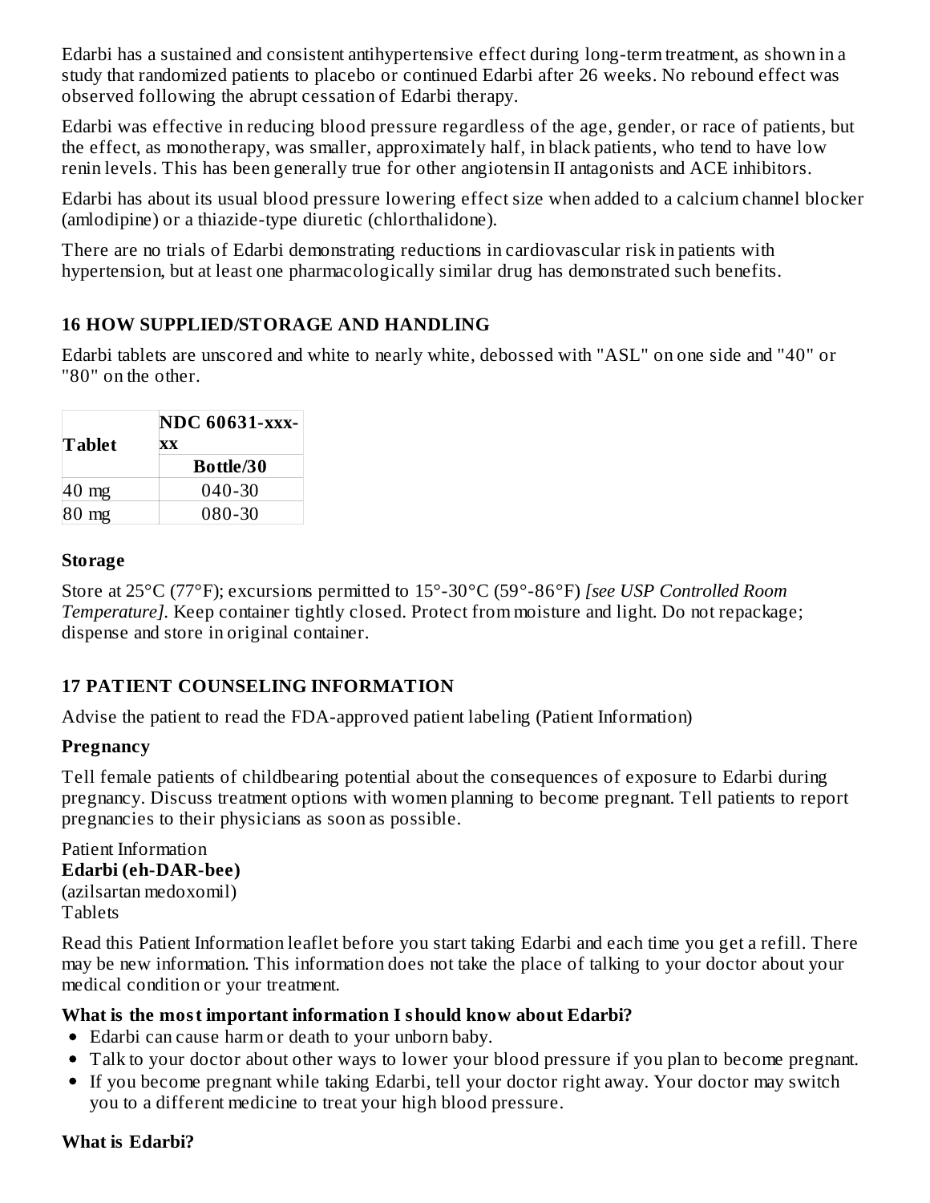Edarbi has a sustained and consistent antihypertensive effect during long-term treatment, as shown in a study that randomized patients to placebo or continued Edarbi after 26 weeks. No rebound effect was observed following the abrupt cessation of Edarbi therapy.

Edarbi was effective in reducing blood pressure regardless of the age, gender, or race of patients, but the effect, as monotherapy, was smaller, approximately half, in black patients, who tend to have low renin levels. This has been generally true for other angiotensin II antagonists and ACE inhibitors.

Edarbi has about its usual blood pressure lowering effect size when added to a calcium channel blocker (amlodipine) or a thiazide-type diuretic (chlorthalidone).

There are no trials of Edarbi demonstrating reductions in cardiovascular risk in patients with hypertension, but at least one pharmacologically similar drug has demonstrated such benefits.

## 16 HOW SUPPLIED/STORAGE AND HANDLING

Edarbi tablets are unscored and white to nearly white, debossed with "ASL" on one side and "40" or "80" on the other.

| Tablet | NDC 60631-xxx-xx |
|---|---|
| | Bottle/30 |
| 40 mg | 040-30 |
| 80 mg | 080-30 |

### Storage

Store at 25°C (77°F); excursions permitted to 15°-30°C (59°-86°F) *[see USP Controlled Room Temperature]*. Keep container tightly closed. Protect from moisture and light. Do not repackage; dispense and store in original container.

## 17 PATIENT COUNSELING INFORMATION

Advise the patient to read the FDA-approved patient labeling (Patient Information)

### Pregnancy

Tell female patients of childbearing potential about the consequences of exposure to Edarbi during pregnancy. Discuss treatment options with women planning to become pregnant. Tell patients to report pregnancies to their physicians as soon as possible.

Patient Information
**Edarbi (eh-DAR-bee)**
(azilsartan medoxomil)
Tablets

Read this Patient Information leaflet before you start taking Edarbi and each time you get a refill. There may be new information. This information does not take the place of talking to your doctor about your medical condition or your treatment.

**What is the most important information I should know about Edarbi?**

- Edarbi can cause harm or death to your unborn baby.
- Talk to your doctor about other ways to lower your blood pressure if you plan to become pregnant.
- If you become pregnant while taking Edarbi, tell your doctor right away. Your doctor may switch you to a different medicine to treat your high blood pressure.

**What is Edarbi?**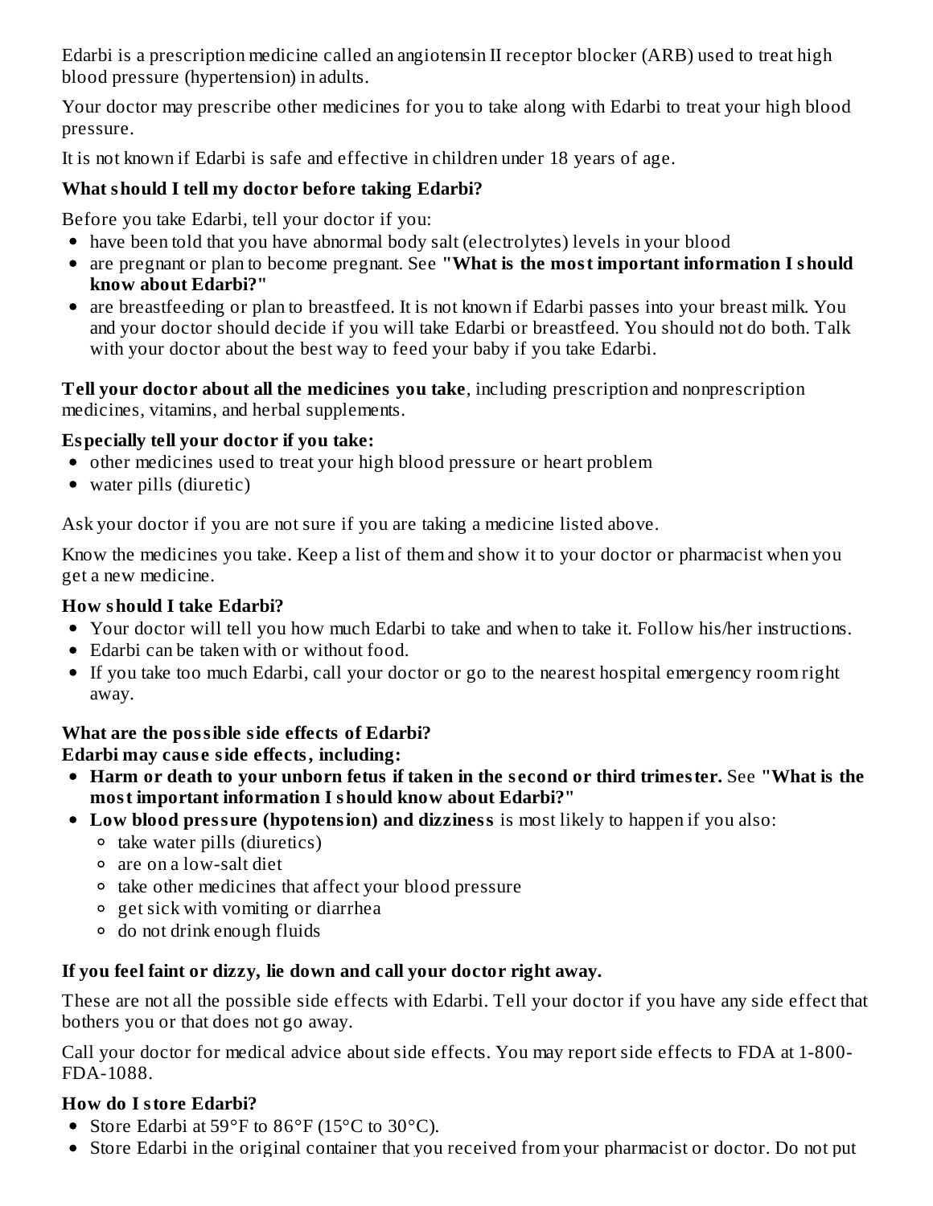Edarbi is a prescription medicine called an angiotensin II receptor blocker (ARB) used to treat high blood pressure (hypertension) in adults.

Your doctor may prescribe other medicines for you to take along with Edarbi to treat your high blood pressure.

It is not known if Edarbi is safe and effective in children under 18 years of age.

### What should I tell my doctor before taking Edarbi?

Before you take Edarbi, tell your doctor if you:

- have been told that you have abnormal body salt (electrolytes) levels in your blood
- are pregnant or plan to become pregnant. See **"What is the most important information I should know about Edarbi?"**
- are breastfeeding or plan to breastfeed. It is not known if Edarbi passes into your breast milk. You and your doctor should decide if you will take Edarbi or breastfeed. You should not do both. Talk with your doctor about the best way to feed your baby if you take Edarbi.

**Tell your doctor about all the medicines you take**, including prescription and nonprescription medicines, vitamins, and herbal supplements.

**Especially tell your doctor if you take:**

- other medicines used to treat your high blood pressure or heart problem
- water pills (diuretic)

Ask your doctor if you are not sure if you are taking a medicine listed above.

Know the medicines you take. Keep a list of them and show it to your doctor or pharmacist when you get a new medicine.

### How should I take Edarbi?

- Your doctor will tell you how much Edarbi to take and when to take it. Follow his/her instructions.
- Edarbi can be taken with or without food.
- If you take too much Edarbi, call your doctor or go to the nearest hospital emergency room right away.

### What are the possible side effects of Edarbi?

**Edarbi may cause side effects, including:**

- **Harm or death to your unborn fetus if taken in the second or third trimester.** See **"What is the most important information I should know about Edarbi?"**
- **Low blood pressure (hypotension) and dizziness** is most likely to happen if you also:
  - take water pills (diuretics)
  - are on a low-salt diet
  - take other medicines that affect your blood pressure
  - get sick with vomiting or diarrhea
  - do not drink enough fluids

**If you feel faint or dizzy, lie down and call your doctor right away.**

These are not all the possible side effects with Edarbi. Tell your doctor if you have any side effect that bothers you or that does not go away.

Call your doctor for medical advice about side effects. You may report side effects to FDA at 1-800-FDA-1088.

### How do I store Edarbi?

- Store Edarbi at 59°F to 86°F (15°C to 30°C).
- Store Edarbi in the original container that you received from your pharmacist or doctor. Do not put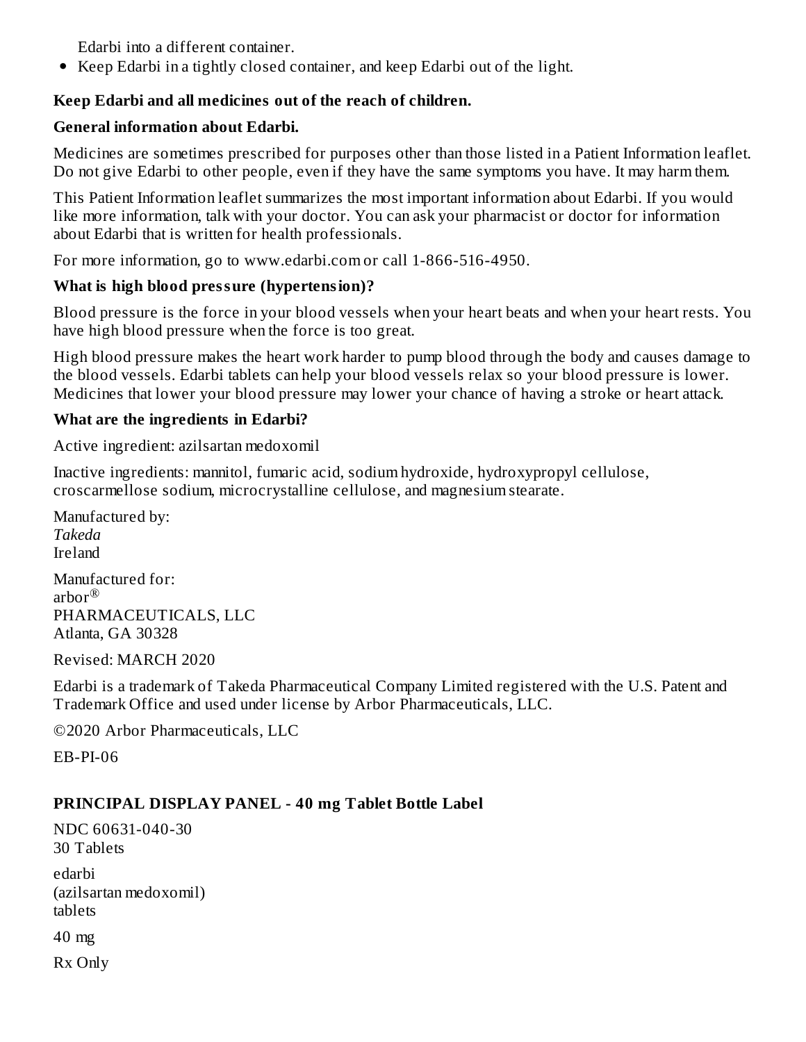Edarbi into a different container.

- Keep Edarbi in a tightly closed container, and keep Edarbi out of the light.

**Keep Edarbi and all medicines out of the reach of children.**

**General information about Edarbi.**

Medicines are sometimes prescribed for purposes other than those listed in a Patient Information leaflet. Do not give Edarbi to other people, even if they have the same symptoms you have. It may harm them.

This Patient Information leaflet summarizes the most important information about Edarbi. If you would like more information, talk with your doctor. You can ask your pharmacist or doctor for information about Edarbi that is written for health professionals.

For more information, go to www.edarbi.com or call 1-866-516-4950.

**What is high blood pressure (hypertension)?**

Blood pressure is the force in your blood vessels when your heart beats and when your heart rests. You have high blood pressure when the force is too great.

High blood pressure makes the heart work harder to pump blood through the body and causes damage to the blood vessels. Edarbi tablets can help your blood vessels relax so your blood pressure is lower. Medicines that lower your blood pressure may lower your chance of having a stroke or heart attack.

**What are the ingredients in Edarbi?**

Active ingredient: azilsartan medoxomil

Inactive ingredients: mannitol, fumaric acid, sodium hydroxide, hydroxypropyl cellulose, croscarmellose sodium, microcrystalline cellulose, and magnesium stearate.

Manufactured by:
*Takeda*
Ireland

Manufactured for:
arbor®
PHARMACEUTICALS, LLC
Atlanta, GA 30328

Revised: MARCH 2020

Edarbi is a trademark of Takeda Pharmaceutical Company Limited registered with the U.S. Patent and Trademark Office and used under license by Arbor Pharmaceuticals, LLC.

©2020 Arbor Pharmaceuticals, LLC

EB-PI-06

**PRINCIPAL DISPLAY PANEL - 40 mg Tablet Bottle Label**

NDC 60631-040-30
30 Tablets

edarbi
(azilsartan medoxomil)
tablets

40 mg

Rx Only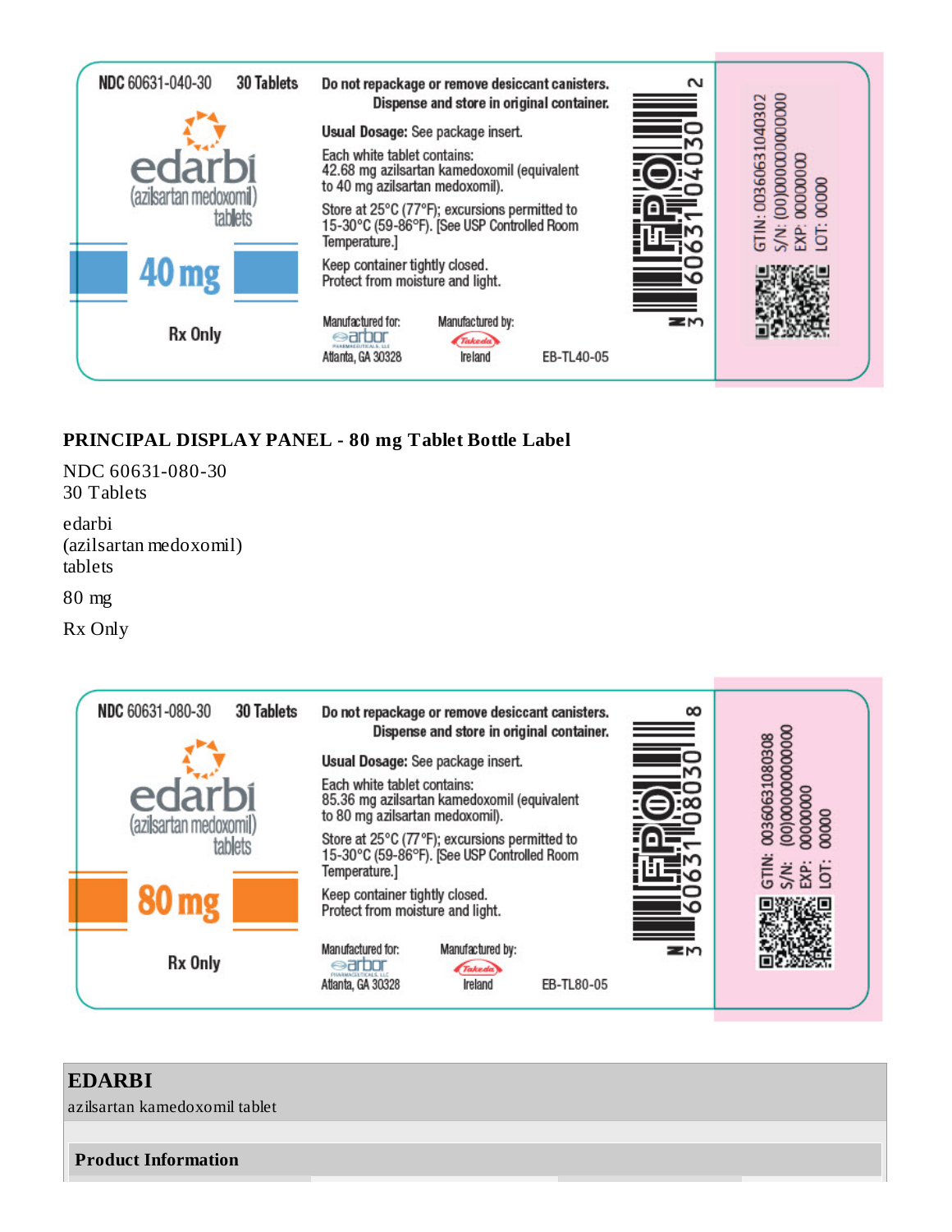NDC 60631-040-30 30 Tablets

edarbi
(azilsartan medoxomil)
tablets

40 mg

Rx Only

Do not repackage or remove desiccant canisters.
Dispense and store in original container.

**Usual Dosage:** See package insert.

Each white tablet contains:
42.68 mg azilsartan kamedoxomil (equivalent to 40 mg azilsartan medoxomil).

Store at 25°C (77°F); excursions permitted to 15-30°C (59-86°F). [See USP Controlled Room Temperature.]

Keep container tightly closed.
Protect from moisture and light.

Manufactured for:
arbor
Atlanta, GA 30328

Manufactured by:
Takeda
Ireland

EB-TL40-05

3 60631 04030 2

GTIN: 00360631040302
S/N: (00)000000000000
EXP: 0000000
LOT: 00000

## PRINCIPAL DISPLAY PANEL - 80 mg Tablet Bottle Label

NDC 60631-080-30
30 Tablets

edarbi
(azilsartan medoxomil)
tablets

80 mg

Rx Only

NDC 60631-080-30 30 Tablets

edarbi
(azilsartan medoxomil)
tablets

80 mg

Rx Only

Do not repackage or remove desiccant canisters.
Dispense and store in original container.

**Usual Dosage:** See package insert.

Each white tablet contains:
85.36 mg azilsartan kamedoxomil (equivalent to 80 mg azilsartan medoxomil).

Store at 25°C (77°F); excursions permitted to 15-30°C (59-86°F). [See USP Controlled Room Temperature.]

Keep container tightly closed.
Protect from moisture and light.

Manufactured for:
arbor
Atlanta, GA 30328

Manufactured by:
Takeda
Ireland

EB-TL80-05

3 60631 08030 8

GTIN: 00360631080308
S/N: (00)000000000000
EXP: 0000000
LOT: 00000

## EDARBI

azilsartan kamedoxomil tablet

### Product Information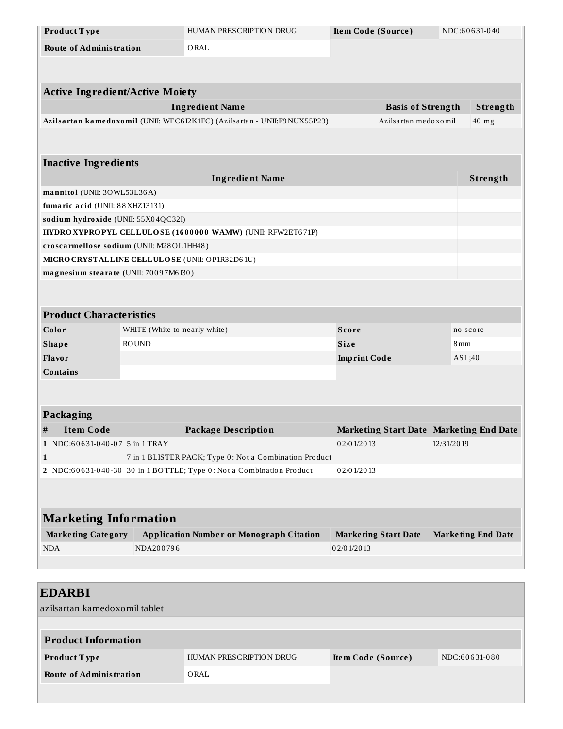| Product Type | HUMAN PRESCRIPTION DRUG | Item Code (Source) | NDC:60631-040 |
| --- | --- | --- | --- |
| Route of Administration | ORAL | | |

| Active Ingredient/Active Moiety | | |
| --- | --- | --- |
| Ingredient Name | Basis of Strength | Strength |
| **Azilsartan kamedoxomil** (UNII: WEC6I2K1FC) (Azilsartan - UNII:F9NUX55P23) | Azilsartan medoxomil | 40 mg |

| Inactive Ingredients | |
| --- | --- |
| Ingredient Name | Strength |
| **mannitol** (UNII: 3OWL53L36A) | |
| **fumaric acid** (UNII: 88XHZ13131) | |
| **sodium hydroxide** (UNII: 55X04QC32I) | |
| **HYDROXYPROPYL CELLULOSE (1600000 WAMW)** (UNII: RFW2ET671P) | |
| **croscarmellose sodium** (UNII: M28OL1HH48) | |
| **MICROCRYSTALLINE CELLULOSE** (UNII: OP1R32D61U) | |
| **magnesium stearate** (UNII: 70097M6I30) | |

| Product Characteristics | | | |
| --- | --- | --- | --- |
| Color | WHITE (White to nearly white) | Score | no score |
| Shape | ROUND | Size | 8mm |
| Flavor | | Imprint Code | ASL;40 |
| Contains | | | |

| Packaging | | | | |
| --- | --- | --- | --- | --- |
| # | Item Code | Package Description | Marketing Start Date | Marketing End Date |
| 1 | NDC:60631-040-07 | 5 in 1 TRAY | 02/01/2013 | 12/31/2019 |
| 1 | | 7 in 1 BLISTER PACK; Type 0: Not a Combination Product | | |
| 2 | NDC:60631-040-30 | 30 in 1 BOTTLE; Type 0: Not a Combination Product | 02/01/2013 | |

| Marketing Information | | | |
| --- | --- | --- | --- |
| Marketing Category | Application Number or Monograph Citation | Marketing Start Date | Marketing End Date |
| NDA | NDA200796 | 02/01/2013 | |

## EDARBI

azilsartan kamedoxomil tablet

| Product Information | | | |
| --- | --- | --- | --- |
| Product Type | HUMAN PRESCRIPTION DRUG | Item Code (Source) | NDC:60631-080 |
| Route of Administration | ORAL | | |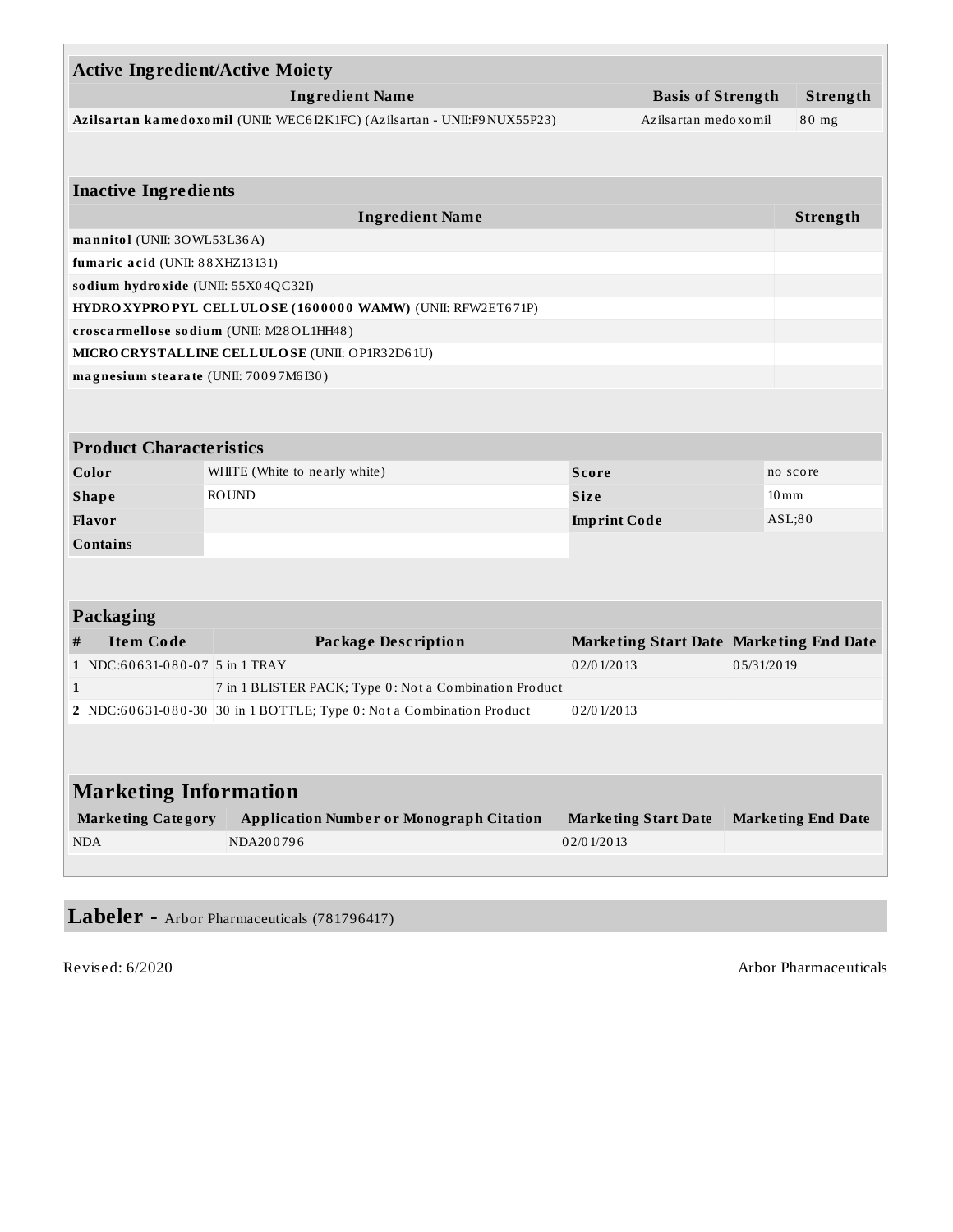## Active Ingredient/Active Moiety

| Ingredient Name | Basis of Strength | Strength |
|---|---|---|
| **Azilsartan kamedoxomil** (UNII: WEC6I2K1FC) (Azilsartan - UNII:F9NUX55P23) | Azilsartan medoxomil | 80 mg |

## Inactive Ingredients

| Ingredient Name | Strength |
|---|---|
| **mannitol** (UNII: 3OWL53L36A) | |
| **fumaric acid** (UNII: 88XHZ13131) | |
| **sodium hydroxide** (UNII: 55X04QC32I) | |
| **HYDROXYPROPYL CELLULOSE (1600000 WAMW)** (UNII: RFW2ET671P) | |
| **croscarmellose sodium** (UNII: M28OL1HH48) | |
| **MICROCRYSTALLINE CELLULOSE** (UNII: OP1R32D61U) | |
| **magnesium stearate** (UNII: 70097M6I30) | |

## Product Characteristics

| | | | |
|---|---|---|---|
| **Color** | WHITE (White to nearly white) | **Score** | no score |
| **Shape** | ROUND | **Size** | 10mm |
| **Flavor** | | **Imprint Code** | ASL;80 |
| **Contains** | | | |

## Packaging

| # | Item Code | Package Description | Marketing Start Date | Marketing End Date |
|---|---|---|---|---|
| 1 | NDC:60631-080-07 | 5 in 1 TRAY | 02/01/2013 | 05/31/2019 |
| 1 | | 7 in 1 BLISTER PACK; Type 0: Not a Combination Product | | |
| 2 | NDC:60631-080-30 | 30 in 1 BOTTLE; Type 0: Not a Combination Product | 02/01/2013 | |

## Marketing Information

| Marketing Category | Application Number or Monograph Citation | Marketing Start Date | Marketing End Date |
|---|---|---|---|
| NDA | NDA200796 | 02/01/2013 | |

## Labeler - Arbor Pharmaceuticals (781796417)

Revised: 6/2020

Arbor Pharmaceuticals